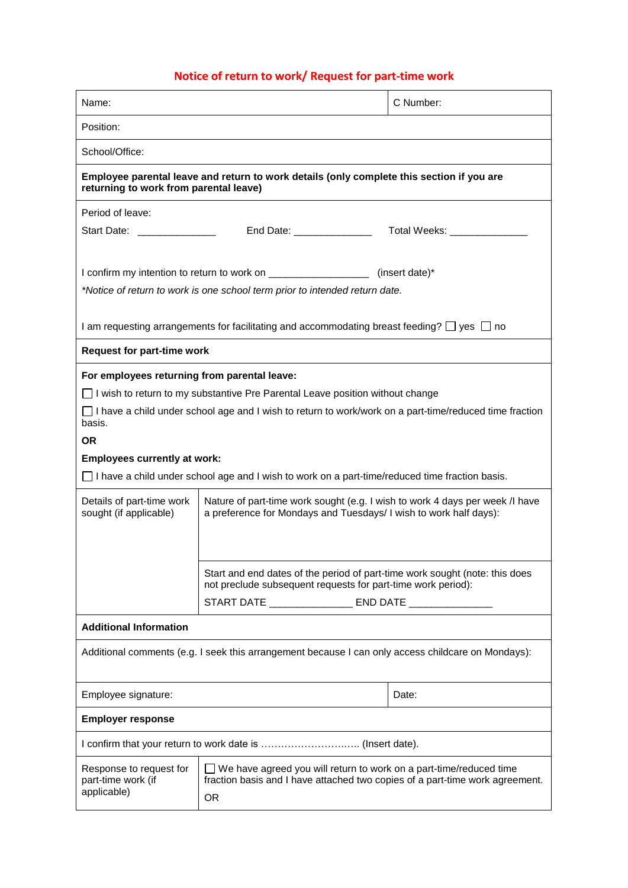## Notice of return to work/ Request for part-time work

| Name: | | C Number: |
|---|---|---|
| Position: | | |
| School/Office: | | |
| **Employee parental leave and return to work details (only complete this section if you are returning to work from parental leave)** | | |
| Period of leave:<br>Start Date: ______________ End Date: ______________ Total Weeks: ______________<br><br>I confirm my intention to return to work on _________________ (insert date)*<br>*\*Notice of return to work is one school term prior to intended return date.*<br><br>I am requesting arrangements for facilitating and accommodating breast feeding? ☐ yes ☐ no | | |
| **Request for part-time work** | | |
| **For employees returning from parental leave:**<br>☐ I wish to return to my substantive Pre Parental Leave position without change<br>☐ I have a child under school age and I wish to return to work/work on a part-time/reduced time fraction basis.<br>**OR**<br>**Employees currently at work:**<br>☐ I have a child under school age and I wish to work on a part-time/reduced time fraction basis. | | |
| Details of part-time work sought (if applicable) | Nature of part-time work sought (e.g. I wish to work 4 days per week /I have a preference for Mondays and Tuesdays/ I wish to work half days): | |
| | Start and end dates of the period of part-time work sought (note: this does not preclude subsequent requests for part-time work period):<br>START DATE ______________ END DATE ______________ | |
| **Additional Information** | | |
| Additional comments (e.g. I seek this arrangement because I can only access childcare on Mondays): | | |
| Employee signature: | | Date: |
| **Employer response** | | |
| I confirm that your return to work date is ……………………….…. (Insert date). | | |
| Response to request for part-time work (if applicable) | ☐ We have agreed you will return to work on a part-time/reduced time fraction basis and I have attached two copies of a part-time work agreement.<br>OR | |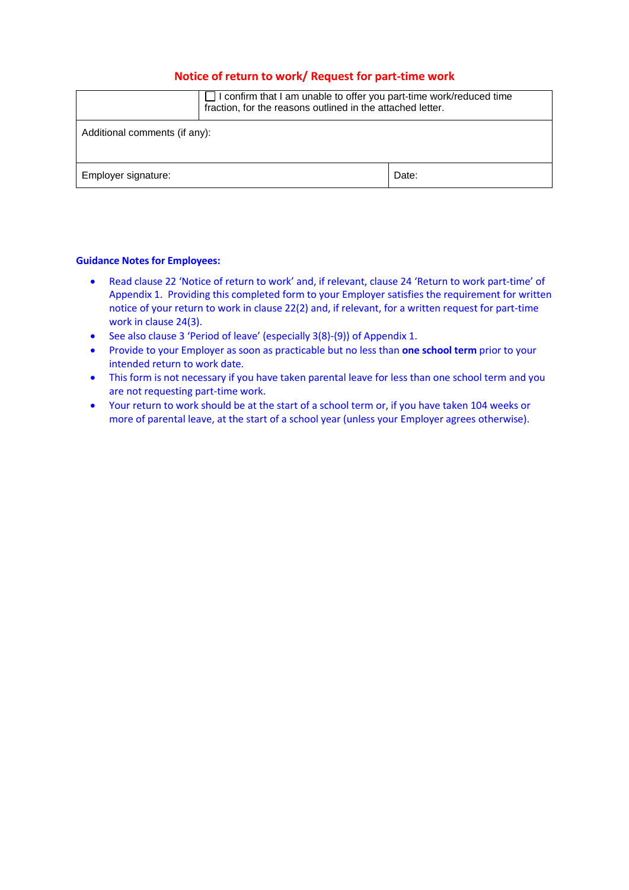## Notice of return to work/ Request for part-time work

| | |
|---|---|
| | ☐ I confirm that I am unable to offer you part-time work/reduced time fraction, for the reasons outlined in the attached letter. |
| Additional comments (if any): | |
| Employer signature: | Date: |

**Guidance Notes for Employees:**

- Read clause 22 'Notice of return to work' and, if relevant, clause 24 'Return to work part-time' of Appendix 1. Providing this completed form to your Employer satisfies the requirement for written notice of your return to work in clause 22(2) and, if relevant, for a written request for part-time work in clause 24(3).
- See also clause 3 'Period of leave' (especially 3(8)-(9)) of Appendix 1.
- Provide to your Employer as soon as practicable but no less than **one school term** prior to your intended return to work date.
- This form is not necessary if you have taken parental leave for less than one school term and you are not requesting part-time work.
- Your return to work should be at the start of a school term or, if you have taken 104 weeks or more of parental leave, at the start of a school year (unless your Employer agrees otherwise).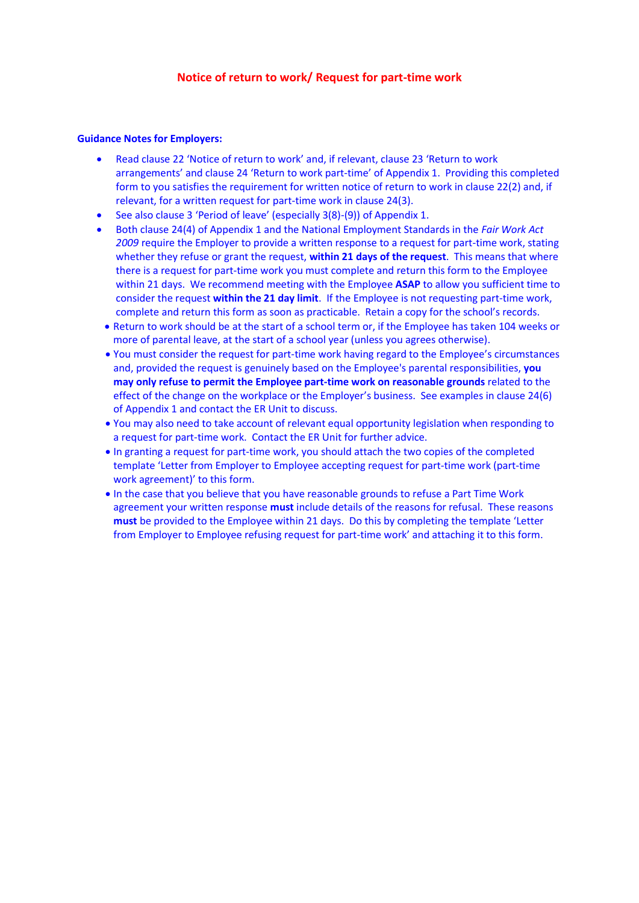# Notice of return to work/ Request for part-time work

**Guidance Notes for Employers:**

- Read clause 22 'Notice of return to work' and, if relevant, clause 23 'Return to work arrangements' and clause 24 'Return to work part-time' of Appendix 1. Providing this completed form to you satisfies the requirement for written notice of return to work in clause 22(2) and, if relevant, for a written request for part-time work in clause 24(3).
- See also clause 3 'Period of leave' (especially 3(8)-(9)) of Appendix 1.
- Both clause 24(4) of Appendix 1 and the National Employment Standards in the *Fair Work Act 2009* require the Employer to provide a written response to a request for part-time work, stating whether they refuse or grant the request, **within 21 days of the request**. This means that where there is a request for part-time work you must complete and return this form to the Employee within 21 days. We recommend meeting with the Employee **ASAP** to allow you sufficient time to consider the request **within the 21 day limit**. If the Employee is not requesting part-time work, complete and return this form as soon as practicable. Retain a copy for the school's records.
- Return to work should be at the start of a school term or, if the Employee has taken 104 weeks or more of parental leave, at the start of a school year (unless you agrees otherwise).
- You must consider the request for part-time work having regard to the Employee's circumstances and, provided the request is genuinely based on the Employee's parental responsibilities, **you may only refuse to permit the Employee part-time work on reasonable grounds** related to the effect of the change on the workplace or the Employer's business. See examples in clause 24(6) of Appendix 1 and contact the ER Unit to discuss.
- You may also need to take account of relevant equal opportunity legislation when responding to a request for part-time work. Contact the ER Unit for further advice.
- In granting a request for part-time work, you should attach the two copies of the completed template 'Letter from Employer to Employee accepting request for part-time work (part-time work agreement)' to this form.
- In the case that you believe that you have reasonable grounds to refuse a Part Time Work agreement your written response **must** include details of the reasons for refusal. These reasons **must** be provided to the Employee within 21 days. Do this by completing the template 'Letter from Employer to Employee refusing request for part-time work' and attaching it to this form.